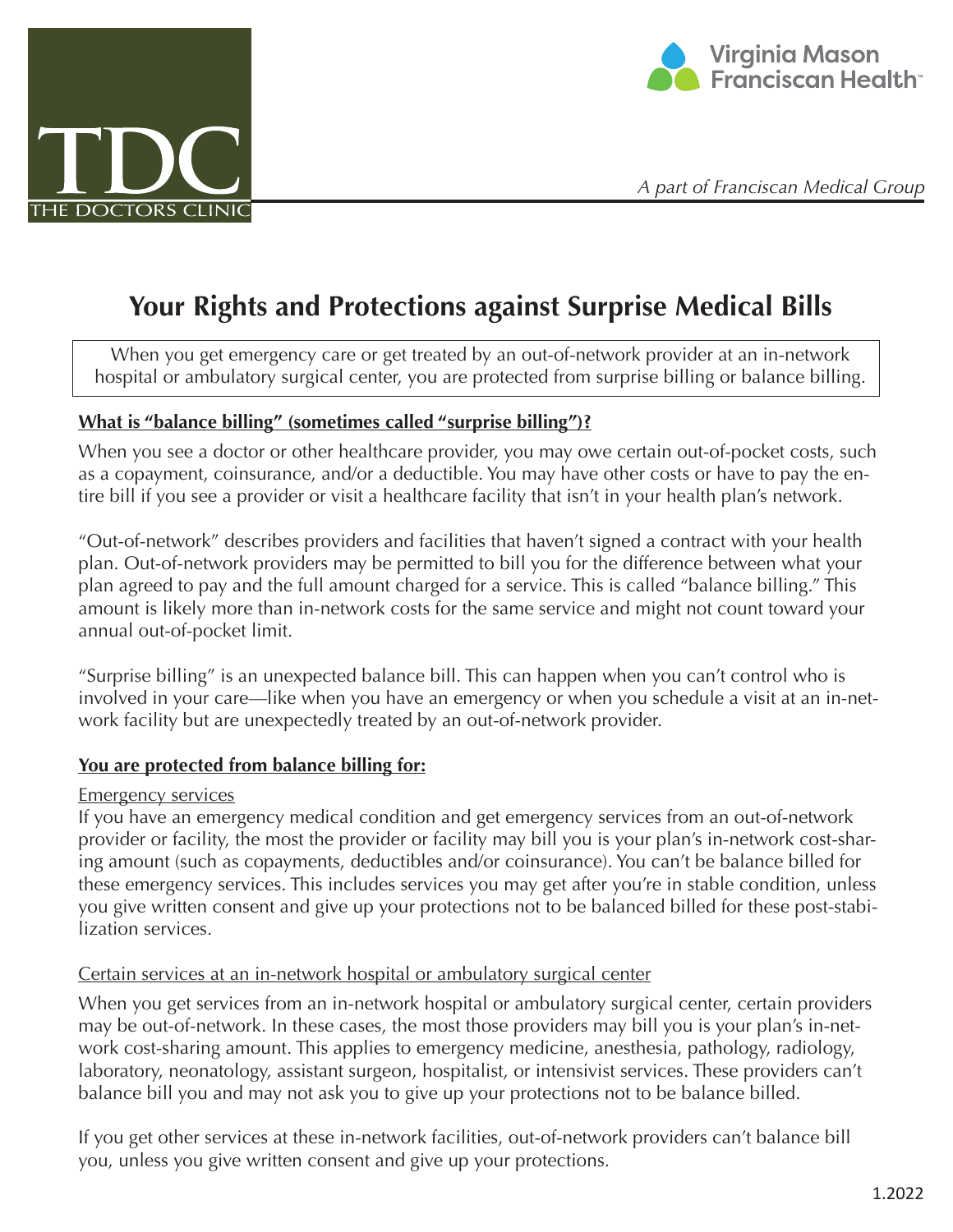THE DOCTORS CLINIC

Virginia Mason Franciscan Health

*A part of Franciscan Medical Group*

# Your Rights and Protections against Surprise Medical Bills

When you get emergency care or get treated by an out-of-network provider at an in-network hospital or ambulatory surgical center, you are protected from surprise billing or balance billing.

**<u>What is "balance billing" (sometimes called "surprise billing")?</u>**

When you see a doctor or other healthcare provider, you may owe certain out-of-pocket costs, such as a copayment, coinsurance, and/or a deductible. You may have other costs or have to pay the entire bill if you see a provider or visit a healthcare facility that isn't in your health plan's network.

"Out-of-network" describes providers and facilities that haven't signed a contract with your health plan. Out-of-network providers may be permitted to bill you for the difference between what your plan agreed to pay and the full amount charged for a service. This is called "balance billing." This amount is likely more than in-network costs for the same service and might not count toward your annual out-of-pocket limit.

"Surprise billing" is an unexpected balance bill. This can happen when you can't control who is involved in your care—like when you have an emergency or when you schedule a visit at an in-network facility but are unexpectedly treated by an out-of-network provider.

**<u>You are protected from balance billing for:</u>**

<u>Emergency services</u>

If you have an emergency medical condition and get emergency services from an out-of-network provider or facility, the most the provider or facility may bill you is your plan's in-network cost-sharing amount (such as copayments, deductibles and/or coinsurance). You can't be balance billed for these emergency services. This includes services you may get after you're in stable condition, unless you give written consent and give up your protections not to be balanced billed for these post-stabilization services.

<u>Certain services at an in-network hospital or ambulatory surgical center</u>

When you get services from an in-network hospital or ambulatory surgical center, certain providers may be out-of-network. In these cases, the most those providers may bill you is your plan's in-network cost-sharing amount. This applies to emergency medicine, anesthesia, pathology, radiology, laboratory, neonatology, assistant surgeon, hospitalist, or intensivist services. These providers can't balance bill you and may not ask you to give up your protections not to be balance billed.

If you get other services at these in-network facilities, out-of-network providers can't balance bill you, unless you give written consent and give up your protections.

1.2022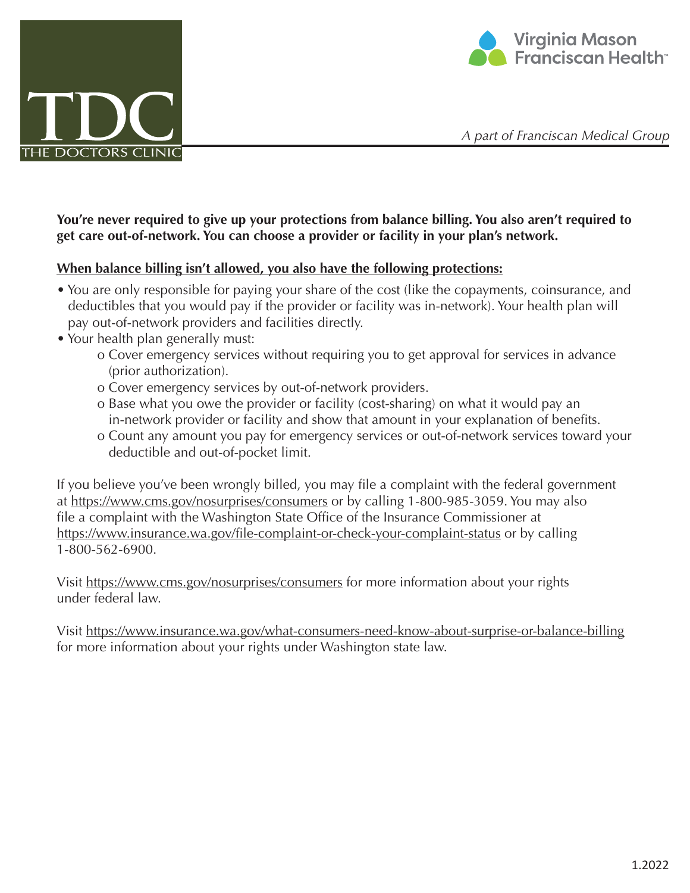THE DOCTORS CLINIC

Virginia Mason Franciscan Health

*A part of Franciscan Medical Group*

**You're never required to give up your protections from balance billing. You also aren't required to get care out-of-network. You can choose a provider or facility in your plan's network.**

**When balance billing isn't allowed, you also have the following protections:**

- You are only responsible for paying your share of the cost (like the copayments, coinsurance, and deductibles that you would pay if the provider or facility was in-network). Your health plan will pay out-of-network providers and facilities directly.
- Your health plan generally must:
  - Cover emergency services without requiring you to get approval for services in advance (prior authorization).
  - Cover emergency services by out-of-network providers.
  - Base what you owe the provider or facility (cost-sharing) on what it would pay an in-network provider or facility and show that amount in your explanation of benefits.
  - Count any amount you pay for emergency services or out-of-network services toward your deductible and out-of-pocket limit.

If you believe you've been wrongly billed, you may file a complaint with the federal government at https://www.cms.gov/nosurprises/consumers or by calling 1-800-985-3059. You may also file a complaint with the Washington State Office of the Insurance Commissioner at https://www.insurance.wa.gov/file-complaint-or-check-your-complaint-status or by calling 1-800-562-6900.

Visit https://www.cms.gov/nosurprises/consumers for more information about your rights under federal law.

Visit https://www.insurance.wa.gov/what-consumers-need-know-about-surprise-or-balance-billing for more information about your rights under Washington state law.

1.2022